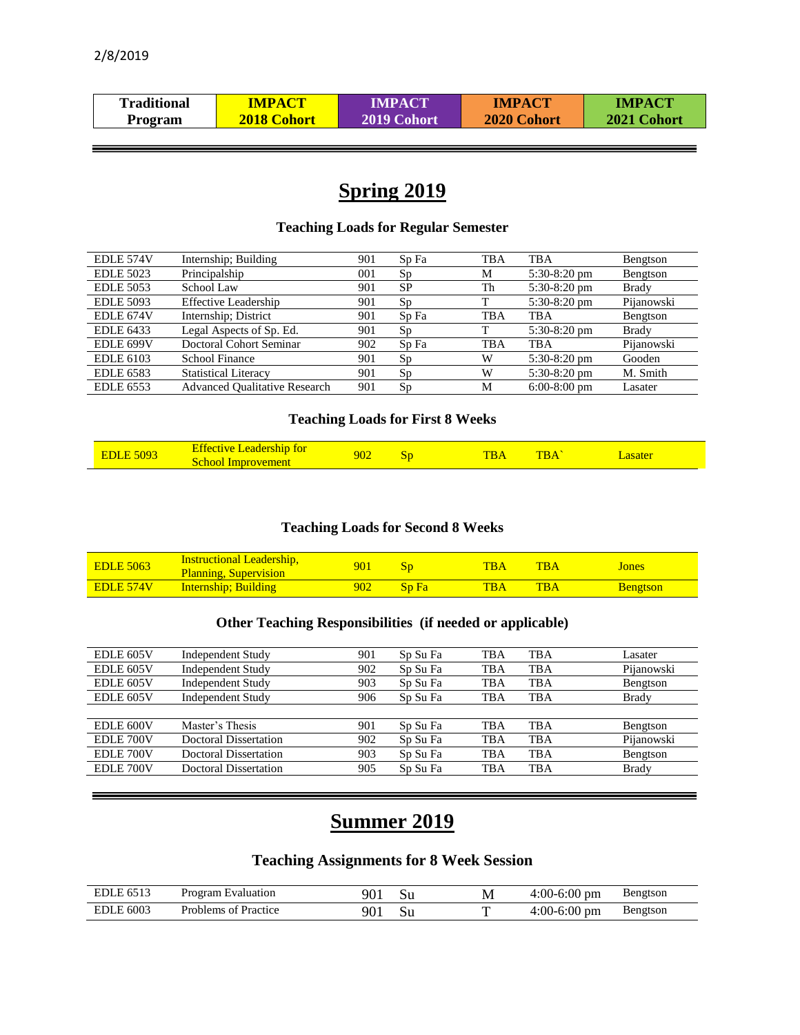2/8/2019

| Traditional Program | IMPACT 2018 Cohort | IMPACT 2019 Cohort | IMPACT 2020 Cohort | IMPACT 2021 Cohort |
|---|---|---|---|---|

# Spring 2019

## Teaching Loads for Regular Semester

| | | | | | | |
|---|---|---|---|---|---|---|
| EDLE 574V | Internship; Building | 901 | Sp Fa | TBA | TBA | Bengtson |
| EDLE 5023 | Principalship | 001 | Sp | M | 5:30-8:20 pm | Bengtson |
| EDLE 5053 | School Law | 901 | SP | Th | 5:30-8:20 pm | Brady |
| EDLE 5093 | Effective Leadership | 901 | Sp | T | 5:30-8:20 pm | Pijanowski |
| EDLE 674V | Internship; District | 901 | Sp Fa | TBA | TBA | Bengtson |
| EDLE 6433 | Legal Aspects of Sp. Ed. | 901 | Sp | T | 5:30-8:20 pm | Brady |
| EDLE 699V | Doctoral Cohort Seminar | 902 | Sp Fa | TBA | TBA | Pijanowski |
| EDLE 6103 | School Finance | 901 | Sp | W | 5:30-8:20 pm | Gooden |
| EDLE 6583 | Statistical Literacy | 901 | Sp | W | 5:30-8:20 pm | M. Smith |
| EDLE 6553 | Advanced Qualitative Research | 901 | Sp | M | 6:00-8:00 pm | Lasater |

## Teaching Loads for First 8 Weeks

| | | | | | | |
|---|---|---|---|---|---|---|
| EDLE 5093 | Effective Leadership for School Improvement | 902 | Sp | TBA | TBA` | Lasater |

## Teaching Loads for Second 8 Weeks

| | | | | | | |
|---|---|---|---|---|---|---|
| EDLE 5063 | Instructional Leadership, Planning, Supervision | 901 | Sp | TBA | TBA | Jones |
| EDLE 574V | Internship; Building | 902 | Sp Fa | TBA | TBA | Bengtson |

## Other Teaching Responsibilities (if needed or applicable)

| | | | | | | |
|---|---|---|---|---|---|---|
| EDLE 605V | Independent Study | 901 | Sp Su Fa | TBA | TBA | Lasater |
| EDLE 605V | Independent Study | 902 | Sp Su Fa | TBA | TBA | Pijanowski |
| EDLE 605V | Independent Study | 903 | Sp Su Fa | TBA | TBA | Bengtson |
| EDLE 605V | Independent Study | 906 | Sp Su Fa | TBA | TBA | Brady |
| | | | | | | |
| EDLE 600V | Master's Thesis | 901 | Sp Su Fa | TBA | TBA | Bengtson |
| EDLE 700V | Doctoral Dissertation | 902 | Sp Su Fa | TBA | TBA | Pijanowski |
| EDLE 700V | Doctoral Dissertation | 903 | Sp Su Fa | TBA | TBA | Bengtson |
| EDLE 700V | Doctoral Dissertation | 905 | Sp Su Fa | TBA | TBA | Brady |

# Summer 2019

## Teaching Assignments for 8 Week Session

| | | | | | | |
|---|---|---|---|---|---|---|
| EDLE 6513 | Program Evaluation | 901 | Su | M | 4:00-6:00 pm | Bengtson |
| EDLE 6003 | Problems of Practice | 901 | Su | T | 4:00-6:00 pm | Bengtson |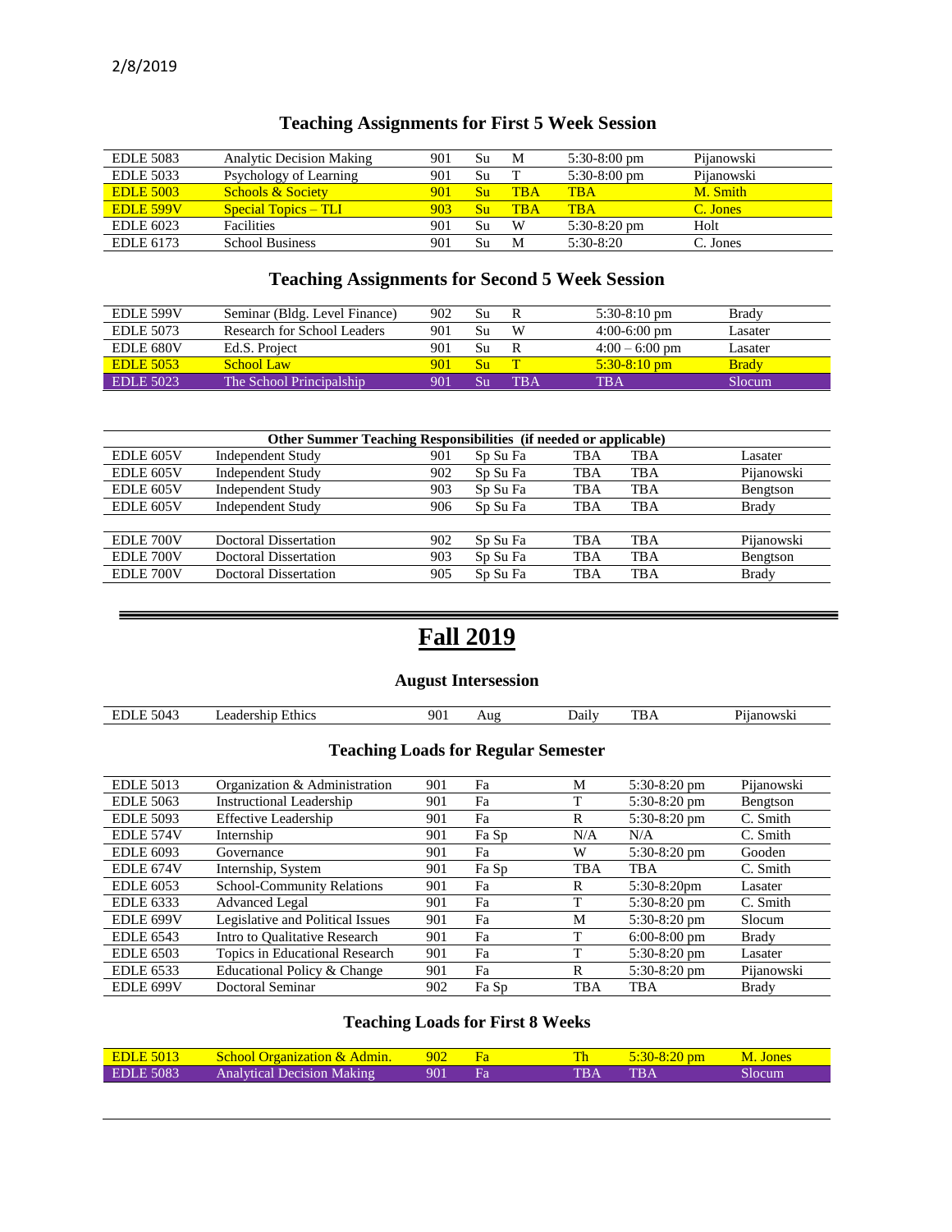2/8/2019

## Teaching Assignments for First 5 Week Session

| | | | | | | |
|---|---|---|---|---|---|---|
| EDLE 5083 | Analytic Decision Making | 901 | Su | M | 5:30-8:00 pm | Pijanowski |
| EDLE 5033 | Psychology of Learning | 901 | Su | T | 5:30-8:00 pm | Pijanowski |
| EDLE 5003 | Schools & Society | 901 | Su | TBA | TBA | M. Smith |
| EDLE 599V | Special Topics – TLI | 903 | Su | TBA | TBA | C. Jones |
| EDLE 6023 | Facilities | 901 | Su | W | 5:30-8:20 pm | Holt |
| EDLE 6173 | School Business | 901 | Su | M | 5:30-8:20 | C. Jones |

## Teaching Assignments for Second 5 Week Session

| | | | | | | |
|---|---|---|---|---|---|---|
| EDLE 599V | Seminar (Bldg. Level Finance) | 902 | Su | R | 5:30-8:10 pm | Brady |
| EDLE 5073 | Research for School Leaders | 901 | Su | W | 4:00-6:00 pm | Lasater |
| EDLE 680V | Ed.S. Project | 901 | Su | R | 4:00 – 6:00 pm | Lasater |
| EDLE 5053 | School Law | 901 | Su | T | 5:30-8:10 pm | Brady |
| EDLE 5023 | The School Principalship | 901 | Su | TBA | TBA | Slocum |

| **Other Summer Teaching Responsibilities (if needed or applicable)** | | | | | | |
|---|---|---|---|---|---|---|
| EDLE 605V | Independent Study | 901 | Sp Su Fa | TBA | TBA | Lasater |
| EDLE 605V | Independent Study | 902 | Sp Su Fa | TBA | TBA | Pijanowski |
| EDLE 605V | Independent Study | 903 | Sp Su Fa | TBA | TBA | Bengtson |
| EDLE 605V | Independent Study | 906 | Sp Su Fa | TBA | TBA | Brady |
| | | | | | | |
| EDLE 700V | Doctoral Dissertation | 902 | Sp Su Fa | TBA | TBA | Pijanowski |
| EDLE 700V | Doctoral Dissertation | 903 | Sp Su Fa | TBA | TBA | Bengtson |
| EDLE 700V | Doctoral Dissertation | 905 | Sp Su Fa | TBA | TBA | Brady |

# Fall 2019

## August Intersession

| | | | | | | |
|---|---|---|---|---|---|---|
| EDLE 5043 | Leadership Ethics | 901 | Aug | Daily | TBA | Pijanowski |

## Teaching Loads for Regular Semester

| | | | | | | |
|---|---|---|---|---|---|---|
| EDLE 5013 | Organization & Administration | 901 | Fa | M | 5:30-8:20 pm | Pijanowski |
| EDLE 5063 | Instructional Leadership | 901 | Fa | T | 5:30-8:20 pm | Bengtson |
| EDLE 5093 | Effective Leadership | 901 | Fa | R | 5:30-8:20 pm | C. Smith |
| EDLE 574V | Internship | 901 | Fa Sp | N/A | N/A | C. Smith |
| EDLE 6093 | Governance | 901 | Fa | W | 5:30-8:20 pm | Gooden |
| EDLE 674V | Internship, System | 901 | Fa Sp | TBA | TBA | C. Smith |
| EDLE 6053 | School-Community Relations | 901 | Fa | R | 5:30-8:20pm | Lasater |
| EDLE 6333 | Advanced Legal | 901 | Fa | T | 5:30-8:20 pm | C. Smith |
| EDLE 699V | Legislative and Political Issues | 901 | Fa | M | 5:30-8:20 pm | Slocum |
| EDLE 6543 | Intro to Qualitative Research | 901 | Fa | T | 6:00-8:00 pm | Brady |
| EDLE 6503 | Topics in Educational Research | 901 | Fa | T | 5:30-8:20 pm | Lasater |
| EDLE 6533 | Educational Policy & Change | 901 | Fa | R | 5:30-8:20 pm | Pijanowski |
| EDLE 699V | Doctoral Seminar | 902 | Fa Sp | TBA | TBA | Brady |

## Teaching Loads for First 8 Weeks

| | | | | | | |
|---|---|---|---|---|---|---|
| EDLE 5013 | School Organization & Admin. | 902 | Fa | Th | 5:30-8:20 pm | M. Jones |
| EDLE 5083 | Analytical Decision Making | 901 | Fa | TBA | TBA | Slocum |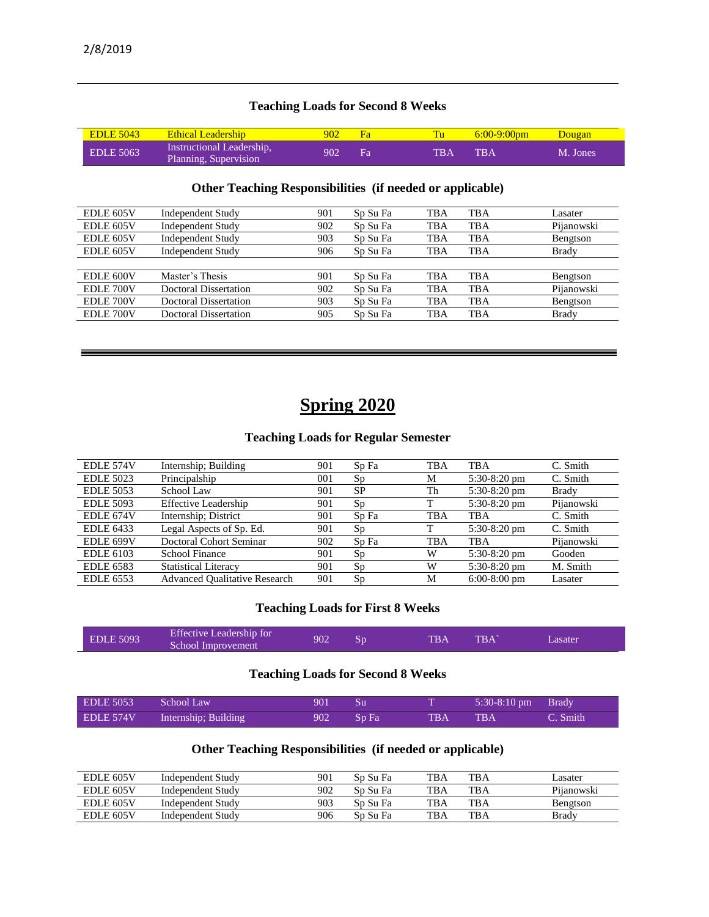### Teaching Loads for Second 8 Weeks

| | | | | | | |
|---|---|---|---|---|---|---|
| EDLE 5043 | Ethical Leadership | 902 | Fa | Tu | 6:00-9:00pm | Dougan |
| EDLE 5063 | Instructional Leadership, Planning, Supervision | 902 | Fa | TBA | TBA | M. Jones |

### Other Teaching Responsibilities (if needed or applicable)

| | | | | | | |
|---|---|---|---|---|---|---|
| EDLE 605V | Independent Study | 901 | Sp Su Fa | TBA | TBA | Lasater |
| EDLE 605V | Independent Study | 902 | Sp Su Fa | TBA | TBA | Pijanowski |
| EDLE 605V | Independent Study | 903 | Sp Su Fa | TBA | TBA | Bengtson |
| EDLE 605V | Independent Study | 906 | Sp Su Fa | TBA | TBA | Brady |
| | | | | | | |
| EDLE 600V | Master's Thesis | 901 | Sp Su Fa | TBA | TBA | Bengtson |
| EDLE 700V | Doctoral Dissertation | 902 | Sp Su Fa | TBA | TBA | Pijanowski |
| EDLE 700V | Doctoral Dissertation | 903 | Sp Su Fa | TBA | TBA | Bengtson |
| EDLE 700V | Doctoral Dissertation | 905 | Sp Su Fa | TBA | TBA | Brady |

# Spring 2020

### Teaching Loads for Regular Semester

| | | | | | | |
|---|---|---|---|---|---|---|
| EDLE 574V | Internship; Building | 901 | Sp Fa | TBA | TBA | C. Smith |
| EDLE 5023 | Principalship | 001 | Sp | M | 5:30-8:20 pm | C. Smith |
| EDLE 5053 | School Law | 901 | SP | Th | 5:30-8:20 pm | Brady |
| EDLE 5093 | Effective Leadership | 901 | Sp | T | 5:30-8:20 pm | Pijanowski |
| EDLE 674V | Internship; District | 901 | Sp Fa | TBA | TBA | C. Smith |
| EDLE 6433 | Legal Aspects of Sp. Ed. | 901 | Sp | T | 5:30-8:20 pm | C. Smith |
| EDLE 699V | Doctoral Cohort Seminar | 902 | Sp Fa | TBA | TBA | Pijanowski |
| EDLE 6103 | School Finance | 901 | Sp | W | 5:30-8:20 pm | Gooden |
| EDLE 6583 | Statistical Literacy | 901 | Sp | W | 5:30-8:20 pm | M. Smith |
| EDLE 6553 | Advanced Qualitative Research | 901 | Sp | M | 6:00-8:00 pm | Lasater |

### Teaching Loads for First 8 Weeks

| | | | | | | |
|---|---|---|---|---|---|---|
| EDLE 5093 | Effective Leadership for School Improvement | 902 | Sp | TBA | TBA` | Lasater |

### Teaching Loads for Second 8 Weeks

| | | | | | | |
|---|---|---|---|---|---|---|
| EDLE 5053 | School Law | 901 | Su | T | 5:30-8:10 pm | Brady |
| EDLE 574V | Internship; Building | 902 | Sp Fa | TBA | TBA | C. Smith |

### Other Teaching Responsibilities (if needed or applicable)

| | | | | | | |
|---|---|---|---|---|---|---|
| EDLE 605V | Independent Study | 901 | Sp Su Fa | TBA | TBA | Lasater |
| EDLE 605V | Independent Study | 902 | Sp Su Fa | TBA | TBA | Pijanowski |
| EDLE 605V | Independent Study | 903 | Sp Su Fa | TBA | TBA | Bengtson |
| EDLE 605V | Independent Study | 906 | Sp Su Fa | TBA | TBA | Brady |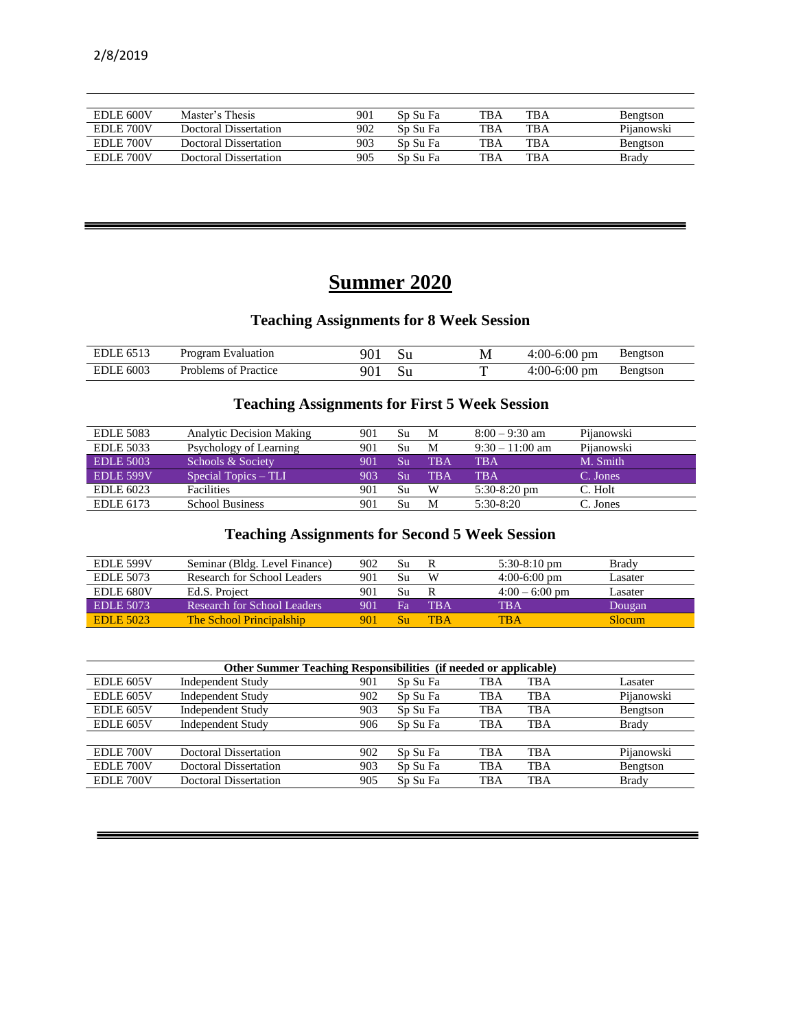2/8/2019

| | | | | | | |
|---|---|---|---|---|---|---|
| EDLE 600V | Master's Thesis | 901 | Sp Su Fa | TBA | TBA | Bengtson |
| EDLE 700V | Doctoral Dissertation | 902 | Sp Su Fa | TBA | TBA | Pijanowski |
| EDLE 700V | Doctoral Dissertation | 903 | Sp Su Fa | TBA | TBA | Bengtson |
| EDLE 700V | Doctoral Dissertation | 905 | Sp Su Fa | TBA | TBA | Brady |

# Summer 2020

## Teaching Assignments for 8 Week Session

| | | | | | | |
|---|---|---|---|---|---|---|
| EDLE 6513 | Program Evaluation | 901 | Su | M | 4:00-6:00 pm | Bengtson |
| EDLE 6003 | Problems of Practice | 901 | Su | T | 4:00-6:00 pm | Bengtson |

## Teaching Assignments for First 5 Week Session

| | | | | | | |
|---|---|---|---|---|---|---|
| EDLE 5083 | Analytic Decision Making | 901 | Su | M | 8:00 – 9:30 am | Pijanowski |
| EDLE 5033 | Psychology of Learning | 901 | Su | M | 9:30 – 11:00 am | Pijanowski |
| EDLE 5003 | Schools & Society | 901 | Su | TBA | TBA | M. Smith |
| EDLE 599V | Special Topics – TLI | 903 | Su | TBA | TBA | C. Jones |
| EDLE 6023 | Facilities | 901 | Su | W | 5:30-8:20 pm | C. Holt |
| EDLE 6173 | School Business | 901 | Su | M | 5:30-8:20 | C. Jones |

## Teaching Assignments for Second 5 Week Session

| | | | | | | |
|---|---|---|---|---|---|---|
| EDLE 599V | Seminar (Bldg. Level Finance) | 902 | Su | R | 5:30-8:10 pm | Brady |
| EDLE 5073 | Research for School Leaders | 901 | Su | W | 4:00-6:00 pm | Lasater |
| EDLE 680V | Ed.S. Project | 901 | Su | R | 4:00 – 6:00 pm | Lasater |
| EDLE 5073 | Research for School Leaders | 901 | Fa | TBA | TBA | Dougan |
| EDLE 5023 | The School Principalship | 901 | Su | TBA | TBA | Slocum |

| Other Summer Teaching Responsibilities (if needed or applicable) | | | | | | |
|---|---|---|---|---|---|---|
| EDLE 605V | Independent Study | 901 | Sp Su Fa | TBA | TBA | Lasater |
| EDLE 605V | Independent Study | 902 | Sp Su Fa | TBA | TBA | Pijanowski |
| EDLE 605V | Independent Study | 903 | Sp Su Fa | TBA | TBA | Bengtson |
| EDLE 605V | Independent Study | 906 | Sp Su Fa | TBA | TBA | Brady |
| | | | | | | |
| EDLE 700V | Doctoral Dissertation | 902 | Sp Su Fa | TBA | TBA | Pijanowski |
| EDLE 700V | Doctoral Dissertation | 903 | Sp Su Fa | TBA | TBA | Bengtson |
| EDLE 700V | Doctoral Dissertation | 905 | Sp Su Fa | TBA | TBA | Brady |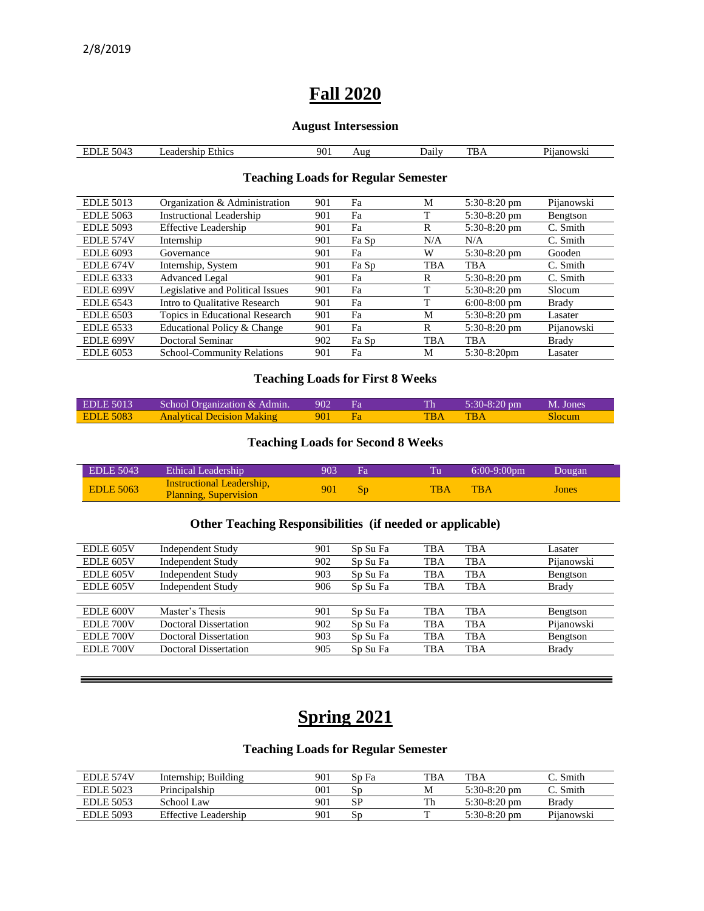2/8/2019

# Fall 2020

### August Intersession

| | | | | | | |
|---|---|---|---|---|---|---|
| EDLE 5043 | Leadership Ethics | 901 | Aug | Daily | TBA | Pijanowski |

### Teaching Loads for Regular Semester

| | | | | | | |
|---|---|---|---|---|---|---|
| EDLE 5013 | Organization & Administration | 901 | Fa | M | 5:30-8:20 pm | Pijanowski |
| EDLE 5063 | Instructional Leadership | 901 | Fa | T | 5:30-8:20 pm | Bengtson |
| EDLE 5093 | Effective Leadership | 901 | Fa | R | 5:30-8:20 pm | C. Smith |
| EDLE 574V | Internship | 901 | Fa Sp | N/A | N/A | C. Smith |
| EDLE 6093 | Governance | 901 | Fa | W | 5:30-8:20 pm | Gooden |
| EDLE 674V | Internship, System | 901 | Fa Sp | TBA | TBA | C. Smith |
| EDLE 6333 | Advanced Legal | 901 | Fa | R | 5:30-8:20 pm | C. Smith |
| EDLE 699V | Legislative and Political Issues | 901 | Fa | T | 5:30-8:20 pm | Slocum |
| EDLE 6543 | Intro to Qualitative Research | 901 | Fa | T | 6:00-8:00 pm | Brady |
| EDLE 6503 | Topics in Educational Research | 901 | Fa | M | 5:30-8:20 pm | Lasater |
| EDLE 6533 | Educational Policy & Change | 901 | Fa | R | 5:30-8:20 pm | Pijanowski |
| EDLE 699V | Doctoral Seminar | 902 | Fa Sp | TBA | TBA | Brady |
| EDLE 6053 | School-Community Relations | 901 | Fa | M | 5:30-8:20pm | Lasater |

### Teaching Loads for First 8 Weeks

| | | | | | | |
|---|---|---|---|---|---|---|
| EDLE 5013 | School Organization & Admin. | 902 | Fa | Th | 5:30-8:20 pm | M. Jones |
| EDLE 5083 | Analytical Decision Making | 901 | Fa | TBA | TBA | Slocum |

### Teaching Loads for Second 8 Weeks

| | | | | | | |
|---|---|---|---|---|---|---|
| EDLE 5043 | Ethical Leadership | 903 | Fa | Tu | 6:00-9:00pm | Dougan |
| EDLE 5063 | Instructional Leadership, Planning, Supervision | 901 | Sp | TBA | TBA | Jones |

### Other Teaching Responsibilities (if needed or applicable)

| | | | | | | |
|---|---|---|---|---|---|---|
| EDLE 605V | Independent Study | 901 | Sp Su Fa | TBA | TBA | Lasater |
| EDLE 605V | Independent Study | 902 | Sp Su Fa | TBA | TBA | Pijanowski |
| EDLE 605V | Independent Study | 903 | Sp Su Fa | TBA | TBA | Bengtson |
| EDLE 605V | Independent Study | 906 | Sp Su Fa | TBA | TBA | Brady |
| | | | | | | |
| EDLE 600V | Master's Thesis | 901 | Sp Su Fa | TBA | TBA | Bengtson |
| EDLE 700V | Doctoral Dissertation | 902 | Sp Su Fa | TBA | TBA | Pijanowski |
| EDLE 700V | Doctoral Dissertation | 903 | Sp Su Fa | TBA | TBA | Bengtson |
| EDLE 700V | Doctoral Dissertation | 905 | Sp Su Fa | TBA | TBA | Brady |

---

# Spring 2021

### Teaching Loads for Regular Semester

| | | | | | | |
|---|---|---|---|---|---|---|
| EDLE 574V | Internship; Building | 901 | Sp Fa | TBA | TBA | C. Smith |
| EDLE 5023 | Principalship | 001 | Sp | M | 5:30-8:20 pm | C. Smith |
| EDLE 5053 | School Law | 901 | SP | Th | 5:30-8:20 pm | Brady |
| EDLE 5093 | Effective Leadership | 901 | Sp | T | 5:30-8:20 pm | Pijanowski |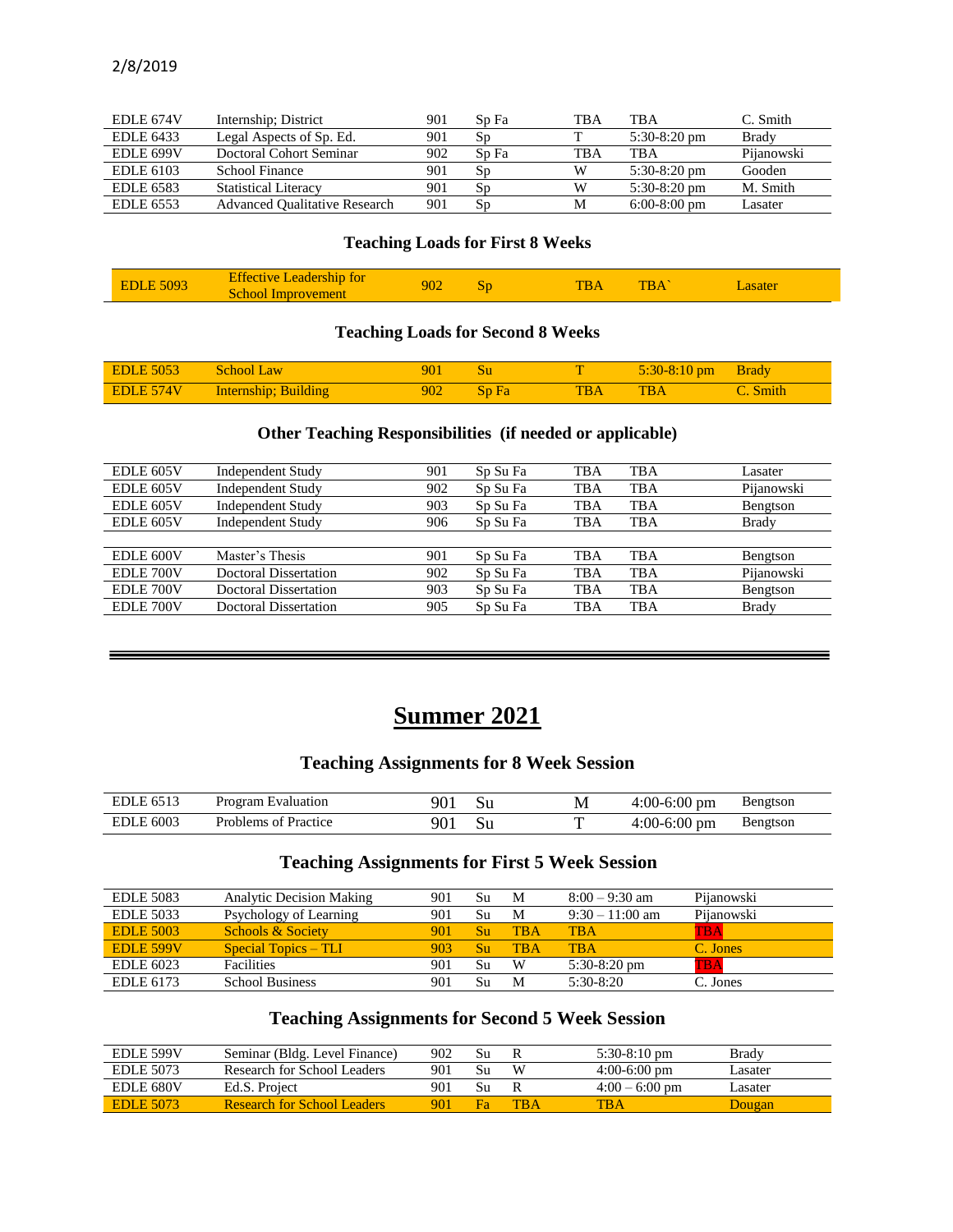| | | | | | | |
|---|---|---|---|---|---|---|
| EDLE 674V | Internship; District | 901 | Sp Fa | TBA | TBA | C. Smith |
| EDLE 6433 | Legal Aspects of Sp. Ed. | 901 | Sp | T | 5:30-8:20 pm | Brady |
| EDLE 699V | Doctoral Cohort Seminar | 902 | Sp Fa | TBA | TBA | Pijanowski |
| EDLE 6103 | School Finance | 901 | Sp | W | 5:30-8:20 pm | Gooden |
| EDLE 6583 | Statistical Literacy | 901 | Sp | W | 5:30-8:20 pm | M. Smith |
| EDLE 6553 | Advanced Qualitative Research | 901 | Sp | M | 6:00-8:00 pm | Lasater |

### Teaching Loads for First 8 Weeks

| | | | | | | |
|---|---|---|---|---|---|---|
| EDLE 5093 | Effective Leadership for School Improvement | 902 | Sp | TBA | TBA` | Lasater |

### Teaching Loads for Second 8 Weeks

| | | | | | | |
|---|---|---|---|---|---|---|
| EDLE 5053 | School Law | 901 | Su | T | 5:30-8:10 pm | Brady |
| EDLE 574V | Internship; Building | 902 | Sp Fa | TBA | TBA | C. Smith |

### Other Teaching Responsibilities (if needed or applicable)

| | | | | | | |
|---|---|---|---|---|---|---|
| EDLE 605V | Independent Study | 901 | Sp Su Fa | TBA | TBA | Lasater |
| EDLE 605V | Independent Study | 902 | Sp Su Fa | TBA | TBA | Pijanowski |
| EDLE 605V | Independent Study | 903 | Sp Su Fa | TBA | TBA | Bengtson |
| EDLE 605V | Independent Study | 906 | Sp Su Fa | TBA | TBA | Brady |
| | | | | | | |
| EDLE 600V | Master's Thesis | 901 | Sp Su Fa | TBA | TBA | Bengtson |
| EDLE 700V | Doctoral Dissertation | 902 | Sp Su Fa | TBA | TBA | Pijanowski |
| EDLE 700V | Doctoral Dissertation | 903 | Sp Su Fa | TBA | TBA | Bengtson |
| EDLE 700V | Doctoral Dissertation | 905 | Sp Su Fa | TBA | TBA | Brady |

---

# Summer 2021

### Teaching Assignments for 8 Week Session

| | | | | | | |
|---|---|---|---|---|---|---|
| EDLE 6513 | Program Evaluation | 901 | Su | M | 4:00-6:00 pm | Bengtson |
| EDLE 6003 | Problems of Practice | 901 | Su | T | 4:00-6:00 pm | Bengtson |

### Teaching Assignments for First 5 Week Session

| | | | | | | |
|---|---|---|---|---|---|---|
| EDLE 5083 | Analytic Decision Making | 901 | Su | M | 8:00 – 9:30 am | Pijanowski |
| EDLE 5033 | Psychology of Learning | 901 | Su | M | 9:30 – 11:00 am | Pijanowski |
| EDLE 5003 | Schools & Society | 901 | Su | TBA | TBA | TBA |
| EDLE 599V | Special Topics – TLI | 903 | Su | TBA | TBA | C. Jones |
| EDLE 6023 | Facilities | 901 | Su | W | 5:30-8:20 pm | TBA |
| EDLE 6173 | School Business | 901 | Su | M | 5:30-8:20 | C. Jones |

### Teaching Assignments for Second 5 Week Session

| | | | | | | |
|---|---|---|---|---|---|---|
| EDLE 599V | Seminar (Bldg. Level Finance) | 902 | Su | R | 5:30-8:10 pm | Brady |
| EDLE 5073 | Research for School Leaders | 901 | Su | W | 4:00-6:00 pm | Lasater |
| EDLE 680V | Ed.S. Project | 901 | Su | R | 4:00 – 6:00 pm | Lasater |
| EDLE 5073 | Research for School Leaders | 901 | Fa | TBA | TBA | Dougan |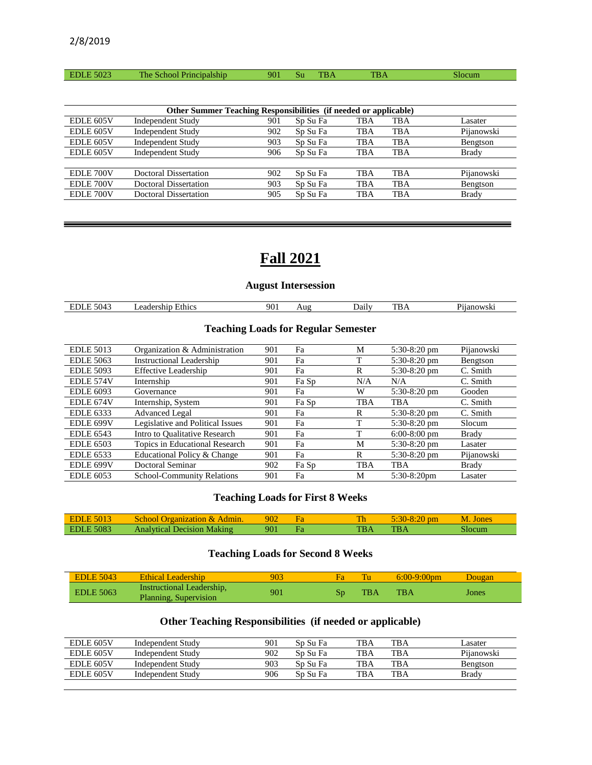2/8/2019

| | | | | | | |
|---|---|---|---|---|---|---|
| EDLE 5023 | The School Principalship | 901 | Su | TBA | TBA | Slocum |

| Other Summer Teaching Responsibilities (if needed or applicable) | | | | | | |
|---|---|---|---|---|---|---|
| EDLE 605V | Independent Study | 901 | Sp Su Fa | TBA | TBA | Lasater |
| EDLE 605V | Independent Study | 902 | Sp Su Fa | TBA | TBA | Pijanowski |
| EDLE 605V | Independent Study | 903 | Sp Su Fa | TBA | TBA | Bengtson |
| EDLE 605V | Independent Study | 906 | Sp Su Fa | TBA | TBA | Brady |
| | | | | | | |
| EDLE 700V | Doctoral Dissertation | 902 | Sp Su Fa | TBA | TBA | Pijanowski |
| EDLE 700V | Doctoral Dissertation | 903 | Sp Su Fa | TBA | TBA | Bengtson |
| EDLE 700V | Doctoral Dissertation | 905 | Sp Su Fa | TBA | TBA | Brady |

# Fall 2021

### August Intersession

| | | | | | | |
|---|---|---|---|---|---|---|
| EDLE 5043 | Leadership Ethics | 901 | Aug | Daily | TBA | Pijanowski |

### Teaching Loads for Regular Semester

| | | | | | | |
|---|---|---|---|---|---|---|
| EDLE 5013 | Organization & Administration | 901 | Fa | M | 5:30-8:20 pm | Pijanowski |
| EDLE 5063 | Instructional Leadership | 901 | Fa | T | 5:30-8:20 pm | Bengtson |
| EDLE 5093 | Effective Leadership | 901 | Fa | R | 5:30-8:20 pm | C. Smith |
| EDLE 574V | Internship | 901 | Fa Sp | N/A | N/A | C. Smith |
| EDLE 6093 | Governance | 901 | Fa | W | 5:30-8:20 pm | Gooden |
| EDLE 674V | Internship, System | 901 | Fa Sp | TBA | TBA | C. Smith |
| EDLE 6333 | Advanced Legal | 901 | Fa | R | 5:30-8:20 pm | C. Smith |
| EDLE 699V | Legislative and Political Issues | 901 | Fa | T | 5:30-8:20 pm | Slocum |
| EDLE 6543 | Intro to Qualitative Research | 901 | Fa | T | 6:00-8:00 pm | Brady |
| EDLE 6503 | Topics in Educational Research | 901 | Fa | M | 5:30-8:20 pm | Lasater |
| EDLE 6533 | Educational Policy & Change | 901 | Fa | R | 5:30-8:20 pm | Pijanowski |
| EDLE 699V | Doctoral Seminar | 902 | Fa Sp | TBA | TBA | Brady |
| EDLE 6053 | School-Community Relations | 901 | Fa | M | 5:30-8:20pm | Lasater |

### Teaching Loads for First 8 Weeks

| | | | | | | |
|---|---|---|---|---|---|---|
| EDLE 5013 | School Organization & Admin. | 902 | Fa | Th | 5:30-8:20 pm | M. Jones |
| EDLE 5083 | Analytical Decision Making | 901 | Fa | TBA | TBA | Slocum |

### Teaching Loads for Second 8 Weeks

| | | | | | | |
|---|---|---|---|---|---|---|
| EDLE 5043 | Ethical Leadership | 903 | Fa | Tu | 6:00-9:00pm | Dougan |
| EDLE 5063 | Instructional Leadership, Planning, Supervision | 901 | Sp | TBA | TBA | Jones |

### Other Teaching Responsibilities (if needed or applicable)

| | | | | | | |
|---|---|---|---|---|---|---|
| EDLE 605V | Independent Study | 901 | Sp Su Fa | TBA | TBA | Lasater |
| EDLE 605V | Independent Study | 902 | Sp Su Fa | TBA | TBA | Pijanowski |
| EDLE 605V | Independent Study | 903 | Sp Su Fa | TBA | TBA | Bengtson |
| EDLE 605V | Independent Study | 906 | Sp Su Fa | TBA | TBA | Brady |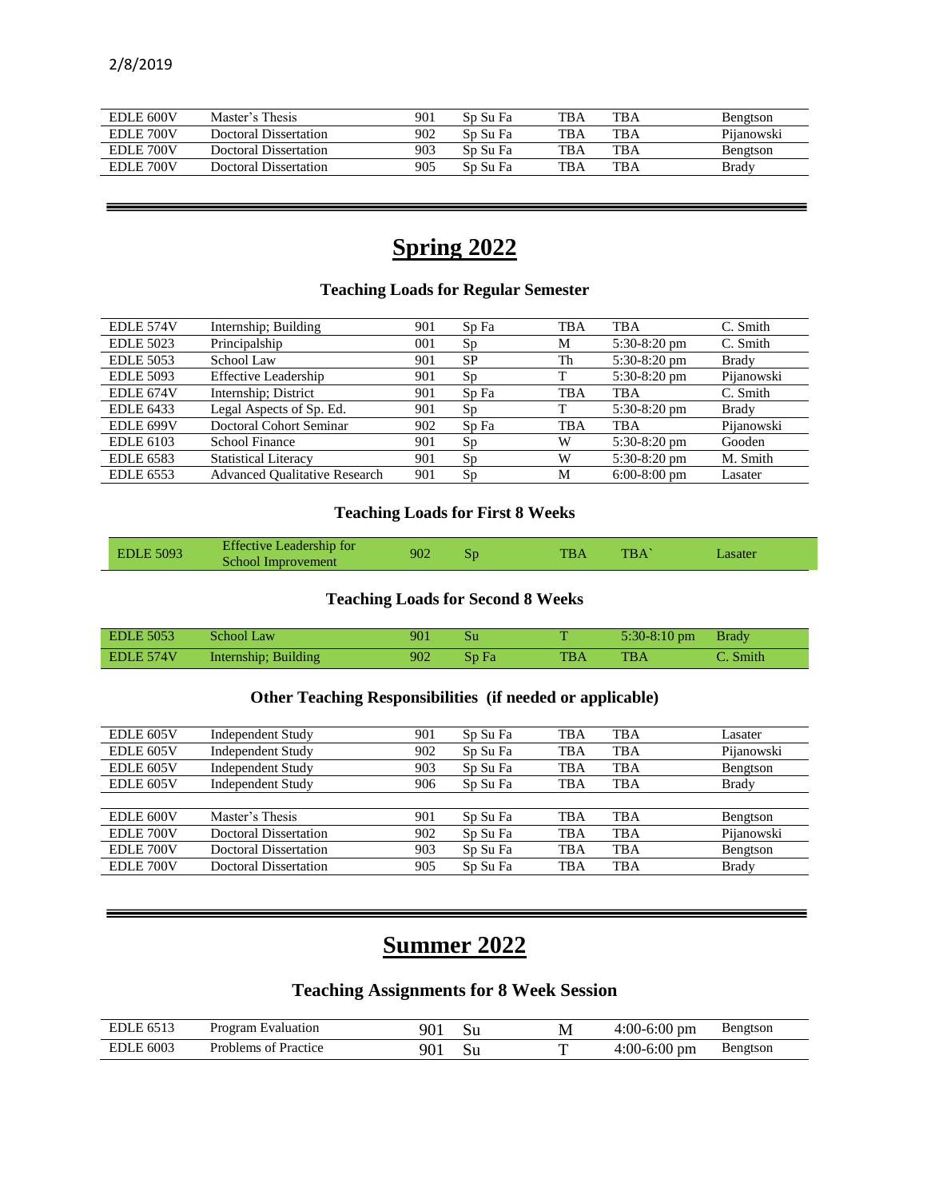| EDLE 600V | Master's Thesis | 901 | Sp Su Fa | TBA | TBA | Bengtson |
|---|---|---|---|---|---|---|
| EDLE 700V | Doctoral Dissertation | 902 | Sp Su Fa | TBA | TBA | Pijanowski |
| EDLE 700V | Doctoral Dissertation | 903 | Sp Su Fa | TBA | TBA | Bengtson |
| EDLE 700V | Doctoral Dissertation | 905 | Sp Su Fa | TBA | TBA | Brady |

# Spring 2022

### Teaching Loads for Regular Semester

| EDLE 574V | Internship; Building | 901 | Sp Fa | TBA | TBA | C. Smith |
|---|---|---|---|---|---|---|
| EDLE 5023 | Principalship | 001 | Sp | M | 5:30-8:20 pm | C. Smith |
| EDLE 5053 | School Law | 901 | SP | Th | 5:30-8:20 pm | Brady |
| EDLE 5093 | Effective Leadership | 901 | Sp | T | 5:30-8:20 pm | Pijanowski |
| EDLE 674V | Internship; District | 901 | Sp Fa | TBA | TBA | C. Smith |
| EDLE 6433 | Legal Aspects of Sp. Ed. | 901 | Sp | T | 5:30-8:20 pm | Brady |
| EDLE 699V | Doctoral Cohort Seminar | 902 | Sp Fa | TBA | TBA | Pijanowski |
| EDLE 6103 | School Finance | 901 | Sp | W | 5:30-8:20 pm | Gooden |
| EDLE 6583 | Statistical Literacy | 901 | Sp | W | 5:30-8:20 pm | M. Smith |
| EDLE 6553 | Advanced Qualitative Research | 901 | Sp | M | 6:00-8:00 pm | Lasater |

### Teaching Loads for First 8 Weeks

| EDLE 5093 | Effective Leadership for School Improvement | 902 | Sp | TBA | TBA` | Lasater |
|---|---|---|---|---|---|---|

### Teaching Loads for Second 8 Weeks

| EDLE 5053 | School Law | 901 | Su | T | 5:30-8:10 pm | Brady |
|---|---|---|---|---|---|---|
| EDLE 574V | Internship; Building | 902 | Sp Fa | TBA | TBA | C. Smith |

### Other Teaching Responsibilities (if needed or applicable)

| EDLE 605V | Independent Study | 901 | Sp Su Fa | TBA | TBA | Lasater |
|---|---|---|---|---|---|---|
| EDLE 605V | Independent Study | 902 | Sp Su Fa | TBA | TBA | Pijanowski |
| EDLE 605V | Independent Study | 903 | Sp Su Fa | TBA | TBA | Bengtson |
| EDLE 605V | Independent Study | 906 | Sp Su Fa | TBA | TBA | Brady |
| | | | | | | |
| EDLE 600V | Master's Thesis | 901 | Sp Su Fa | TBA | TBA | Bengtson |
| EDLE 700V | Doctoral Dissertation | 902 | Sp Su Fa | TBA | TBA | Pijanowski |
| EDLE 700V | Doctoral Dissertation | 903 | Sp Su Fa | TBA | TBA | Bengtson |
| EDLE 700V | Doctoral Dissertation | 905 | Sp Su Fa | TBA | TBA | Brady |

# Summer 2022

### Teaching Assignments for 8 Week Session

| EDLE 6513 | Program Evaluation | 901 | Su | M | 4:00-6:00 pm | Bengtson |
|---|---|---|---|---|---|---|
| EDLE 6003 | Problems of Practice | 901 | Su | T | 4:00-6:00 pm | Bengtson |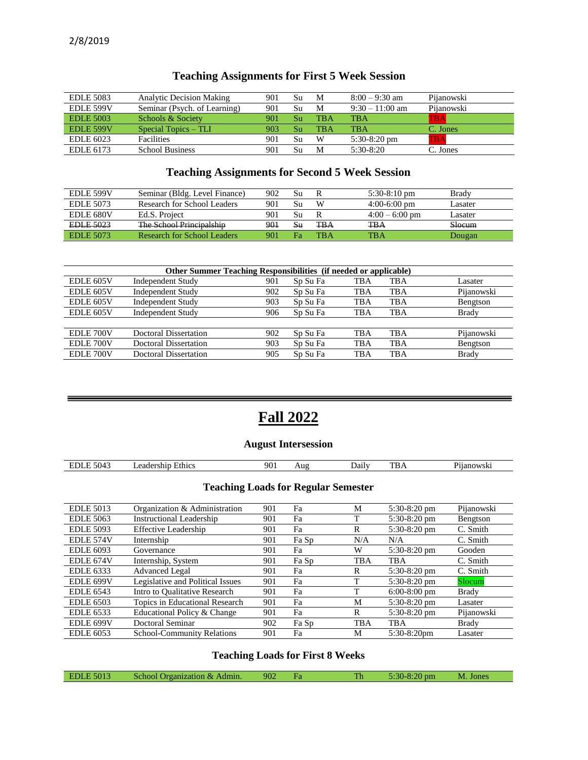2/8/2019

## Teaching Assignments for First 5 Week Session

| | | | | | | |
|---|---|---|---|---|---|---|
| EDLE 5083 | Analytic Decision Making | 901 | Su | M | 8:00 – 9:30 am | Pijanowski |
| EDLE 599V | Seminar (Psych. of Learning) | 901 | Su | M | 9:30 – 11:00 am | Pijanowski |
| EDLE 5003 | Schools & Society | 901 | Su | TBA | TBA | TBA |
| EDLE 599V | Special Topics – TLI | 903 | Su | TBA | TBA | C. Jones |
| EDLE 6023 | Facilities | 901 | Su | W | 5:30-8:20 pm | TBA |
| EDLE 6173 | School Business | 901 | Su | M | 5:30-8:20 | C. Jones |

## Teaching Assignments for Second 5 Week Session

| | | | | | | |
|---|---|---|---|---|---|---|
| EDLE 599V | Seminar (Bldg. Level Finance) | 902 | Su | R | 5:30-8:10 pm | Brady |
| EDLE 5073 | Research for School Leaders | 901 | Su | W | 4:00-6:00 pm | Lasater |
| EDLE 680V | Ed.S. Project | 901 | Su | R | 4:00 – 6:00 pm | Lasater |
| ~~EDLE 5023~~ | ~~The School Principalship~~ | ~~901~~ | ~~Su~~ | ~~TBA~~ | ~~TBA~~ | ~~Slocum~~ |
| EDLE 5073 | Research for School Leaders | 901 | Fa | TBA | TBA | Dougan |

| Other Summer Teaching Responsibilities (if needed or applicable) | | | | | | |
|---|---|---|---|---|---|---|
| EDLE 605V | Independent Study | 901 | Sp Su Fa | TBA | TBA | Lasater |
| EDLE 605V | Independent Study | 902 | Sp Su Fa | TBA | TBA | Pijanowski |
| EDLE 605V | Independent Study | 903 | Sp Su Fa | TBA | TBA | Bengtson |
| EDLE 605V | Independent Study | 906 | Sp Su Fa | TBA | TBA | Brady |
| | | | | | | |
| EDLE 700V | Doctoral Dissertation | 902 | Sp Su Fa | TBA | TBA | Pijanowski |
| EDLE 700V | Doctoral Dissertation | 903 | Sp Su Fa | TBA | TBA | Bengtson |
| EDLE 700V | Doctoral Dissertation | 905 | Sp Su Fa | TBA | TBA | Brady |

---

# Fall 2022

## August Intersession

| | | | | | | |
|---|---|---|---|---|---|---|
| EDLE 5043 | Leadership Ethics | 901 | Aug | Daily | TBA | Pijanowski |

## Teaching Loads for Regular Semester

| | | | | | | |
|---|---|---|---|---|---|---|
| EDLE 5013 | Organization & Administration | 901 | Fa | M | 5:30-8:20 pm | Pijanowski |
| EDLE 5063 | Instructional Leadership | 901 | Fa | T | 5:30-8:20 pm | Bengtson |
| EDLE 5093 | Effective Leadership | 901 | Fa | R | 5:30-8:20 pm | C. Smith |
| EDLE 574V | Internship | 901 | Fa Sp | N/A | N/A | C. Smith |
| EDLE 6093 | Governance | 901 | Fa | W | 5:30-8:20 pm | Gooden |
| EDLE 674V | Internship, System | 901 | Fa Sp | TBA | TBA | C. Smith |
| EDLE 6333 | Advanced Legal | 901 | Fa | R | 5:30-8:20 pm | C. Smith |
| EDLE 699V | Legislative and Political Issues | 901 | Fa | T | 5:30-8:20 pm | Slocum |
| EDLE 6543 | Intro to Qualitative Research | 901 | Fa | T | 6:00-8:00 pm | Brady |
| EDLE 6503 | Topics in Educational Research | 901 | Fa | M | 5:30-8:20 pm | Lasater |
| EDLE 6533 | Educational Policy & Change | 901 | Fa | R | 5:30-8:20 pm | Pijanowski |
| EDLE 699V | Doctoral Seminar | 902 | Fa Sp | TBA | TBA | Brady |
| EDLE 6053 | School-Community Relations | 901 | Fa | M | 5:30-8:20pm | Lasater |

## Teaching Loads for First 8 Weeks

| | | | | | | |
|---|---|---|---|---|---|---|
| EDLE 5013 | School Organization & Admin. | 902 | Fa | Th | 5:30-8:20 pm | M. Jones |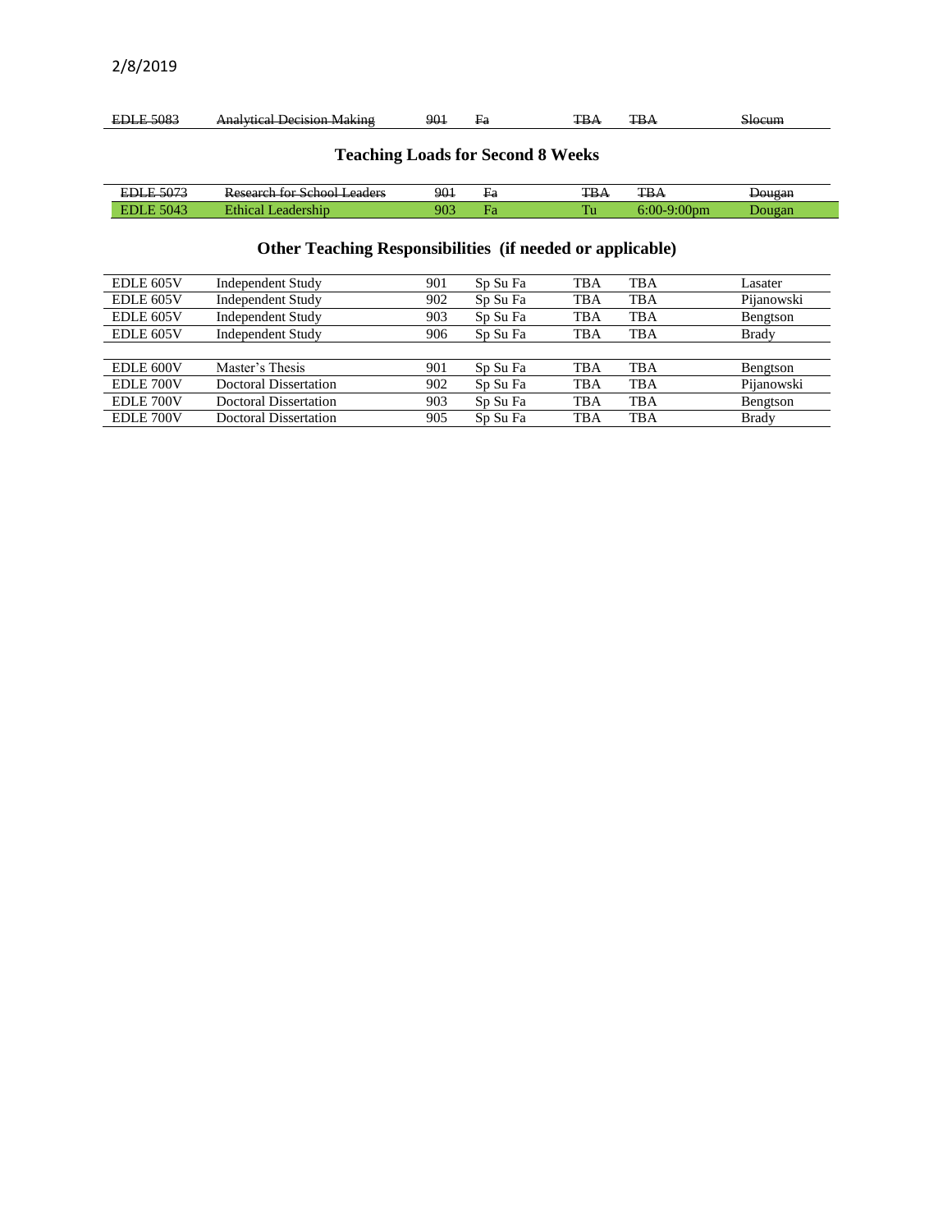2/8/2019

| | | | | | | |
|---|---|---|---|---|---|---|
| ~~EDLE 5083~~ | ~~Analytical Decision Making~~ | ~~901~~ | ~~Fa~~ | ~~TBA~~ | ~~TBA~~ | ~~Slocum~~ |

## Teaching Loads for Second 8 Weeks

| | | | | | | |
|---|---|---|---|---|---|---|
| ~~EDLE 5073~~ | ~~Research for School Leaders~~ | ~~901~~ | ~~Fa~~ | ~~TBA~~ | ~~TBA~~ | ~~Dougan~~ |
| EDLE 5043 | Ethical Leadership | 903 | Fa | Tu | 6:00-9:00pm | Dougan |

## Other Teaching Responsibilities (if needed or applicable)

| | | | | | | |
|---|---|---|---|---|---|---|
| EDLE 605V | Independent Study | 901 | Sp Su Fa | TBA | TBA | Lasater |
| EDLE 605V | Independent Study | 902 | Sp Su Fa | TBA | TBA | Pijanowski |
| EDLE 605V | Independent Study | 903 | Sp Su Fa | TBA | TBA | Bengtson |
| EDLE 605V | Independent Study | 906 | Sp Su Fa | TBA | TBA | Brady |
| | | | | | | |
| EDLE 600V | Master's Thesis | 901 | Sp Su Fa | TBA | TBA | Bengtson |
| EDLE 700V | Doctoral Dissertation | 902 | Sp Su Fa | TBA | TBA | Pijanowski |
| EDLE 700V | Doctoral Dissertation | 903 | Sp Su Fa | TBA | TBA | Bengtson |
| EDLE 700V | Doctoral Dissertation | 905 | Sp Su Fa | TBA | TBA | Brady |